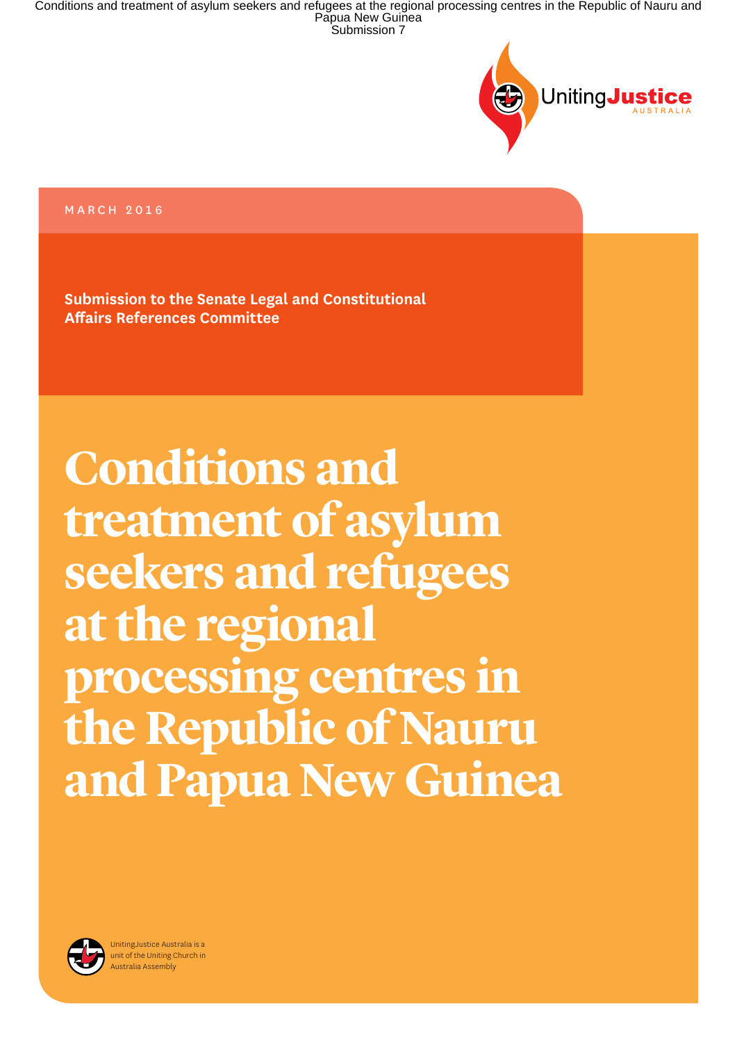UnitingJustice AUSTRALIA

MARCH 2016

**Submission to the Senate Legal and Constitutional Affairs References Committee**

# Conditions and treatment of asylum seekers and refugees at the regional processing centres in the Republic of Nauru and Papua New Guinea

UnitingJustice Australia is a unit of the Uniting Church in Australia Assembly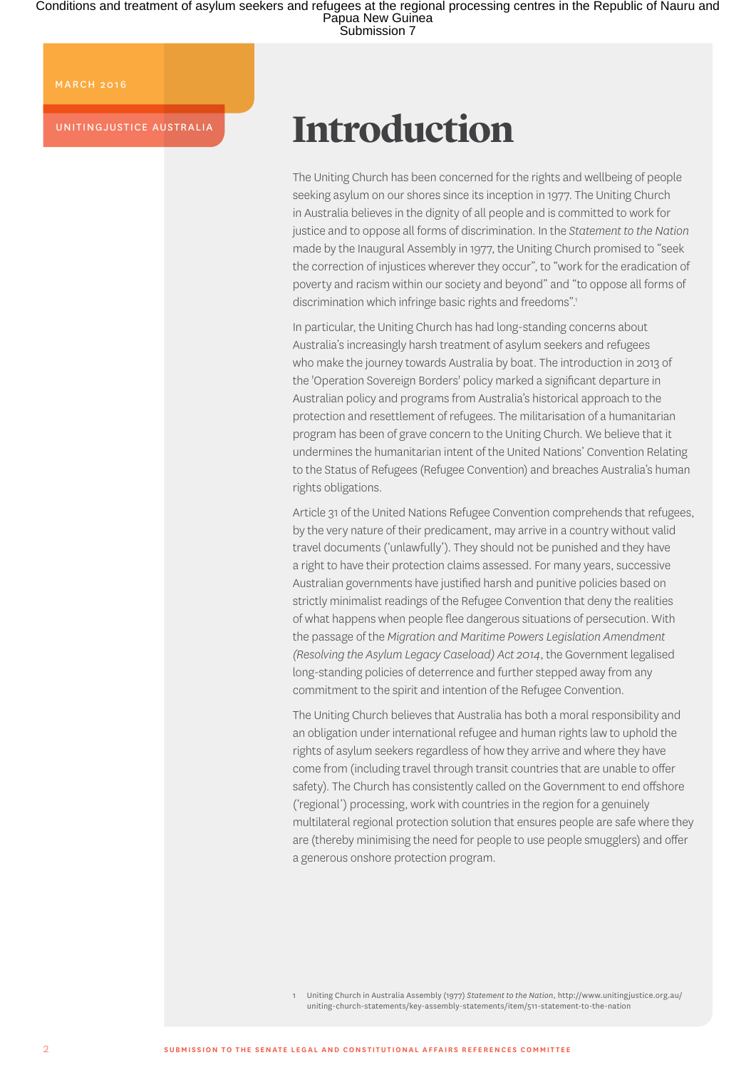MARCH 2016

UNITINGJUSTICE AUSTRALIA

# Introduction

The Uniting Church has been concerned for the rights and wellbeing of people seeking asylum on our shores since its inception in 1977. The Uniting Church in Australia believes in the dignity of all people and is committed to work for justice and to oppose all forms of discrimination. In the *Statement to the Nation* made by the Inaugural Assembly in 1977, the Uniting Church promised to "seek the correction of injustices wherever they occur", to "work for the eradication of poverty and racism within our society and beyond" and "to oppose all forms of discrimination which infringe basic rights and freedoms".[1]

In particular, the Uniting Church has had long-standing concerns about Australia's increasingly harsh treatment of asylum seekers and refugees who make the journey towards Australia by boat. The introduction in 2013 of the 'Operation Sovereign Borders' policy marked a significant departure in Australian policy and programs from Australia's historical approach to the protection and resettlement of refugees. The militarisation of a humanitarian program has been of grave concern to the Uniting Church. We believe that it undermines the humanitarian intent of the United Nations' Convention Relating to the Status of Refugees (Refugee Convention) and breaches Australia's human rights obligations.

Article 31 of the United Nations Refugee Convention comprehends that refugees, by the very nature of their predicament, may arrive in a country without valid travel documents ('unlawfully'). They should not be punished and they have a right to have their protection claims assessed. For many years, successive Australian governments have justified harsh and punitive policies based on strictly minimalist readings of the Refugee Convention that deny the realities of what happens when people flee dangerous situations of persecution. With the passage of the *Migration and Maritime Powers Legislation Amendment (Resolving the Asylum Legacy Caseload) Act 2014*, the Government legalised long-standing policies of deterrence and further stepped away from any commitment to the spirit and intention of the Refugee Convention.

The Uniting Church believes that Australia has both a moral responsibility and an obligation under international refugee and human rights law to uphold the rights of asylum seekers regardless of how they arrive and where they have come from (including travel through transit countries that are unable to offer safety). The Church has consistently called on the Government to end offshore ('regional') processing, work with countries in the region for a genuinely multilateral regional protection solution that ensures people are safe where they are (thereby minimising the need for people to use people smugglers) and offer a generous onshore protection program.

1 Uniting Church in Australia Assembly (1977) *Statement to the Nation*, http://www.unitingjustice.org.au/uniting-church-statements/key-assembly-statements/item/511-statement-to-the-nation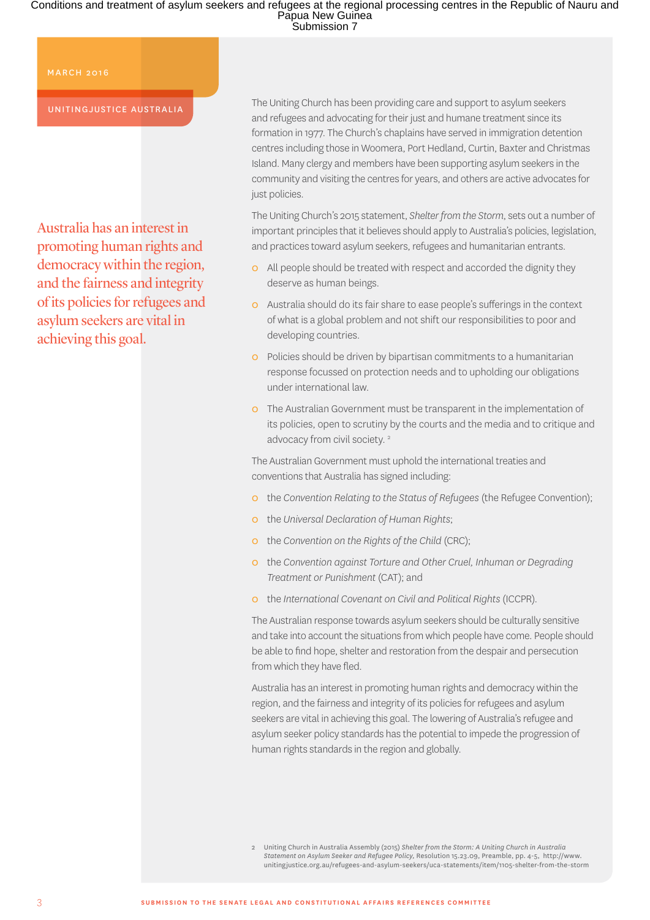MARCH 2016

UNITINGJUSTICE AUSTRALIA

> Australia has an interest in promoting human rights and democracy within the region, and the fairness and integrity of its policies for refugees and asylum seekers are vital in achieving this goal.

The Uniting Church has been providing care and support to asylum seekers and refugees and advocating for their just and humane treatment since its formation in 1977. The Church's chaplains have served in immigration detention centres including those in Woomera, Port Hedland, Curtin, Baxter and Christmas Island. Many clergy and members have been supporting asylum seekers in the community and visiting the centres for years, and others are active advocates for just policies.

The Uniting Church's 2015 statement, *Shelter from the Storm*, sets out a number of important principles that it believes should apply to Australia's policies, legislation, and practices toward asylum seekers, refugees and humanitarian entrants.

- All people should be treated with respect and accorded the dignity they deserve as human beings.
- Australia should do its fair share to ease people's sufferings in the context of what is a global problem and not shift our responsibilities to poor and developing countries.
- Policies should be driven by bipartisan commitments to a humanitarian response focussed on protection needs and to upholding our obligations under international law.
- The Australian Government must be transparent in the implementation of its policies, open to scrutiny by the courts and the media and to critique and advocacy from civil society. [2]

The Australian Government must uphold the international treaties and conventions that Australia has signed including:

- the *Convention Relating to the Status of Refugees* (the Refugee Convention);
- the *Universal Declaration of Human Rights*;
- the *Convention on the Rights of the Child* (CRC);
- the *Convention against Torture and Other Cruel, Inhuman or Degrading Treatment or Punishment* (CAT); and
- the *International Covenant on Civil and Political Rights* (ICCPR).

The Australian response towards asylum seekers should be culturally sensitive and take into account the situations from which people have come. People should be able to find hope, shelter and restoration from the despair and persecution from which they have fled.

Australia has an interest in promoting human rights and democracy within the region, and the fairness and integrity of its policies for refugees and asylum seekers are vital in achieving this goal. The lowering of Australia's refugee and asylum seeker policy standards has the potential to impede the progression of human rights standards in the region and globally.

2 Uniting Church in Australia Assembly (2015) *Shelter from the Storm: A Uniting Church in Australia Statement on Asylum Seeker and Refugee Policy*, Resolution 15.23.09, Preamble, pp. 4-5, http://www.unitingjustice.org.au/refugees-and-asylum-seekers/uca-statements/item/1105-shelter-from-the-storm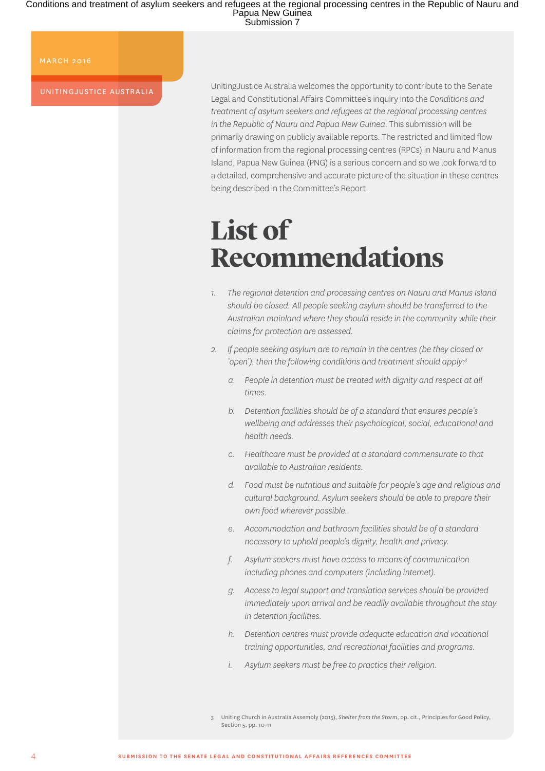MARCH 2016

UNITINGJUSTICE AUSTRALIA

UnitingJustice Australia welcomes the opportunity to contribute to the Senate Legal and Constitutional Affairs Committee's inquiry into the *Conditions and treatment of asylum seekers and refugees at the regional processing centres in the Republic of Nauru and Papua New Guinea*. This submission will be primarily drawing on publicly available reports. The restricted and limited flow of information from the regional processing centres (RPCs) in Nauru and Manus Island, Papua New Guinea (PNG) is a serious concern and so we look forward to a detailed, comprehensive and accurate picture of the situation in these centres being described in the Committee's Report.

# List of Recommendations

1. *The regional detention and processing centres on Nauru and Manus Island should be closed. All people seeking asylum should be transferred to the Australian mainland where they should reside in the community while their claims for protection are assessed.*
2. *If people seeking asylum are to remain in the centres (be they closed or 'open'), then the following conditions and treatment should apply:*[3]
   a. *People in detention must be treated with dignity and respect at all times.*
   b. *Detention facilities should be of a standard that ensures people's wellbeing and addresses their psychological, social, educational and health needs.*
   c. *Healthcare must be provided at a standard commensurate to that available to Australian residents.*
   d. *Food must be nutritious and suitable for people's age and religious and cultural background. Asylum seekers should be able to prepare their own food wherever possible.*
   e. *Accommodation and bathroom facilities should be of a standard necessary to uphold people's dignity, health and privacy.*
   f. *Asylum seekers must have access to means of communication including phones and computers (including internet).*
   g. *Access to legal support and translation services should be provided immediately upon arrival and be readily available throughout the stay in detention facilities.*
   h. *Detention centres must provide adequate education and vocational training opportunities, and recreational facilities and programs.*
   i. *Asylum seekers must be free to practice their religion.*

3 Uniting Church in Australia Assembly (2015), *Shelter from the Storm*, op. cit., Principles for Good Policy, Section 5, pp. 10-11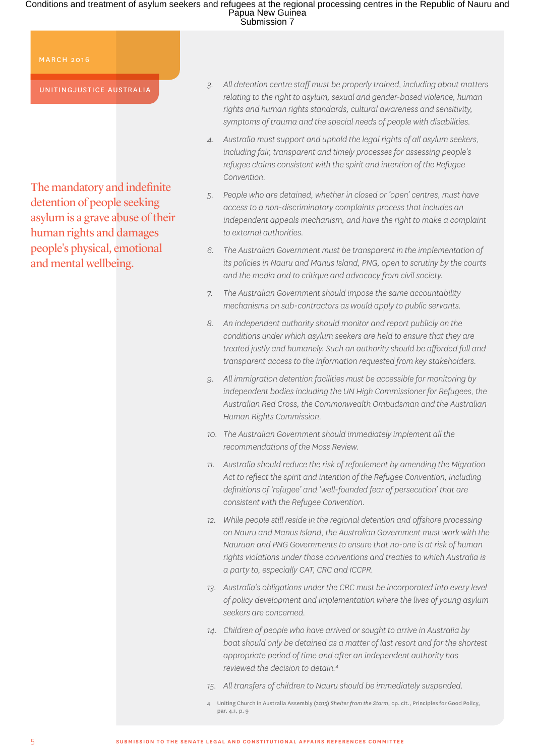MARCH 2016

UNITINGJUSTICE AUSTRALIA

The mandatory and indefinite detention of people seeking asylum is a grave abuse of their human rights and damages people's physical, emotional and mental wellbeing.

3. *All detention centre staff must be properly trained, including about matters relating to the right to asylum, sexual and gender-based violence, human rights and human rights standards, cultural awareness and sensitivity, symptoms of trauma and the special needs of people with disabilities.*

4. *Australia must support and uphold the legal rights of all asylum seekers, including fair, transparent and timely processes for assessing people's refugee claims consistent with the spirit and intention of the Refugee Convention.*

5. *People who are detained, whether in closed or 'open' centres, must have access to a non-discriminatory complaints process that includes an independent appeals mechanism, and have the right to make a complaint to external authorities.*

6. *The Australian Government must be transparent in the implementation of its policies in Nauru and Manus Island, PNG, open to scrutiny by the courts and the media and to critique and advocacy from civil society.*

7. *The Australian Government should impose the same accountability mechanisms on sub-contractors as would apply to public servants.*

8. *An independent authority should monitor and report publicly on the conditions under which asylum seekers are held to ensure that they are treated justly and humanely. Such an authority should be afforded full and transparent access to the information requested from key stakeholders.*

9. *All immigration detention facilities must be accessible for monitoring by independent bodies including the UN High Commissioner for Refugees, the Australian Red Cross, the Commonwealth Ombudsman and the Australian Human Rights Commission.*

10. *The Australian Government should immediately implement all the recommendations of the Moss Review.*

11. *Australia should reduce the risk of refoulement by amending the Migration Act to reflect the spirit and intention of the Refugee Convention, including definitions of 'refugee' and 'well-founded fear of persecution' that are consistent with the Refugee Convention.*

12. *While people still reside in the regional detention and offshore processing on Nauru and Manus Island, the Australian Government must work with the Nauruan and PNG Governments to ensure that no-one is at risk of human rights violations under those conventions and treaties to which Australia is a party to, especially CAT, CRC and ICCPR.*

13. *Australia's obligations under the CRC must be incorporated into every level of policy development and implementation where the lives of young asylum seekers are concerned.*

14. *Children of people who have arrived or sought to arrive in Australia by boat should only be detained as a matter of last resort and for the shortest appropriate period of time and after an independent authority has reviewed the decision to detain.*[4]

15. *All transfers of children to Nauru should be immediately suspended.*

4 Uniting Church in Australia Assembly (2015) *Shelter from the Storm*, op. cit., Principles for Good Policy, par. 4.1, p. 9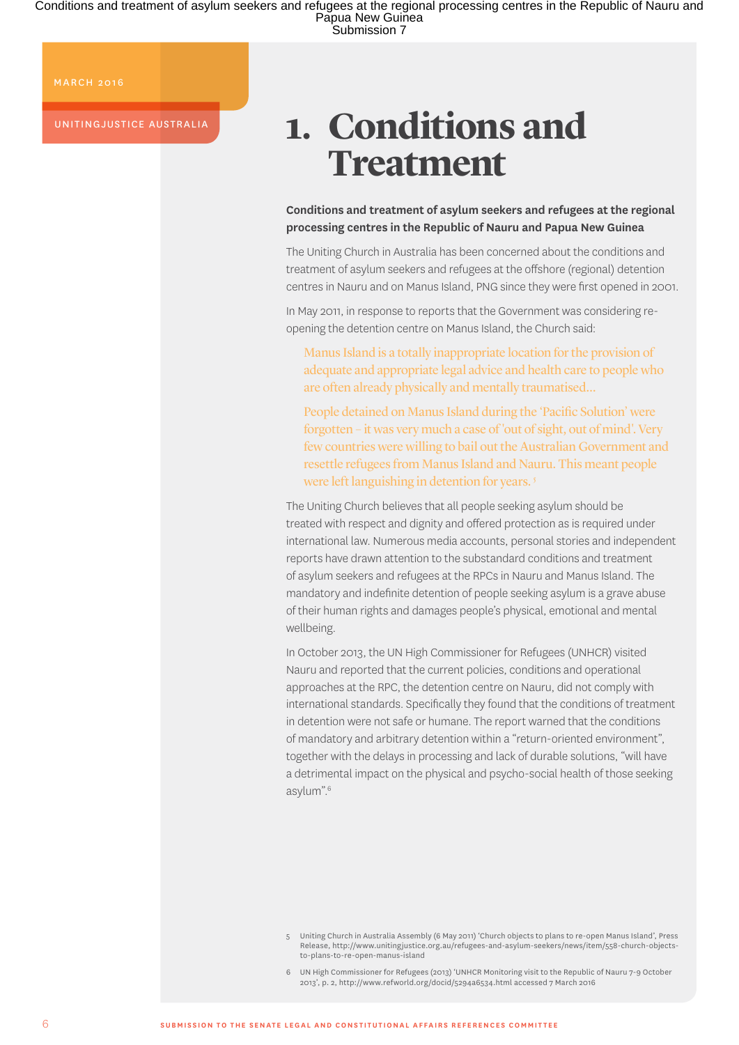MARCH 2016

UNITINGJUSTICE AUSTRALIA

# 1. Conditions and Treatment

**Conditions and treatment of asylum seekers and refugees at the regional processing centres in the Republic of Nauru and Papua New Guinea**

The Uniting Church in Australia has been concerned about the conditions and treatment of asylum seekers and refugees at the offshore (regional) detention centres in Nauru and on Manus Island, PNG since they were first opened in 2001.

In May 2011, in response to reports that the Government was considering re-opening the detention centre on Manus Island, the Church said:

> Manus Island is a totally inappropriate location for the provision of adequate and appropriate legal advice and health care to people who are often already physically and mentally traumatised...
>
> People detained on Manus Island during the 'Pacific Solution' were forgotten – it was very much a case of 'out of sight, out of mind'. Very few countries were willing to bail out the Australian Government and resettle refugees from Manus Island and Nauru. This meant people were left languishing in detention for years. [5]

The Uniting Church believes that all people seeking asylum should be treated with respect and dignity and offered protection as is required under international law. Numerous media accounts, personal stories and independent reports have drawn attention to the substandard conditions and treatment of asylum seekers and refugees at the RPCs in Nauru and Manus Island. The mandatory and indefinite detention of people seeking asylum is a grave abuse of their human rights and damages people's physical, emotional and mental wellbeing.

In October 2013, the UN High Commissioner for Refugees (UNHCR) visited Nauru and reported that the current policies, conditions and operational approaches at the RPC, the detention centre on Nauru, did not comply with international standards. Specifically they found that the conditions of treatment in detention were not safe or humane. The report warned that the conditions of mandatory and arbitrary detention within a "return-oriented environment", together with the delays in processing and lack of durable solutions, "will have a detrimental impact on the physical and psycho-social health of those seeking asylum".[6]

5 Uniting Church in Australia Assembly (6 May 2011) 'Church objects to plans to re-open Manus Island', Press Release, http://www.unitingjustice.org.au/refugees-and-asylum-seekers/news/item/558-church-objects-to-plans-to-re-open-manus-island

6 UN High Commissioner for Refugees (2013) 'UNHCR Monitoring visit to the Republic of Nauru 7-9 October 2013', p. 2, http://www.refworld.org/docid/5294a6534.html accessed 7 March 2016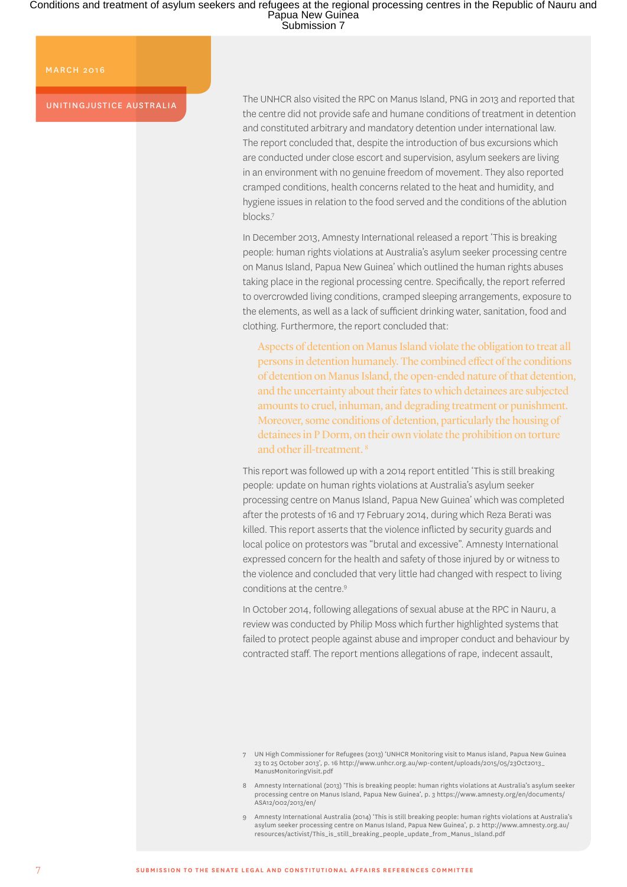The UNHCR also visited the RPC on Manus Island, PNG in 2013 and reported that the centre did not provide safe and humane conditions of treatment in detention and constituted arbitrary and mandatory detention under international law. The report concluded that, despite the introduction of bus excursions which are conducted under close escort and supervision, asylum seekers are living in an environment with no genuine freedom of movement. They also reported cramped conditions, health concerns related to the heat and humidity, and hygiene issues in relation to the food served and the conditions of the ablution blocks.[7]

In December 2013, Amnesty International released a report 'This is breaking people: human rights violations at Australia's asylum seeker processing centre on Manus Island, Papua New Guinea' which outlined the human rights abuses taking place in the regional processing centre. Specifically, the report referred to overcrowded living conditions, cramped sleeping arrangements, exposure to the elements, as well as a lack of sufficient drinking water, sanitation, food and clothing. Furthermore, the report concluded that:

> Aspects of detention on Manus Island violate the obligation to treat all persons in detention humanely. The combined effect of the conditions of detention on Manus Island, the open-ended nature of that detention, and the uncertainty about their fates to which detainees are subjected amounts to cruel, inhuman, and degrading treatment or punishment. Moreover, some conditions of detention, particularly the housing of detainees in P Dorm, on their own violate the prohibition on torture and other ill-treatment.[8]

This report was followed up with a 2014 report entitled 'This is still breaking people: update on human rights violations at Australia's asylum seeker processing centre on Manus Island, Papua New Guinea' which was completed after the protests of 16 and 17 February 2014, during which Reza Berati was killed. This report asserts that the violence inflicted by security guards and local police on protestors was "brutal and excessive". Amnesty International expressed concern for the health and safety of those injured by or witness to the violence and concluded that very little had changed with respect to living conditions at the centre.[9]

In October 2014, following allegations of sexual abuse at the RPC in Nauru, a review was conducted by Philip Moss which further highlighted systems that failed to protect people against abuse and improper conduct and behaviour by contracted staff. The report mentions allegations of rape, indecent assault,

---

7 UN High Commissioner for Refugees (2013) 'UNHCR Monitoring visit to Manus island, Papua New Guinea 23 to 25 October 2013', p. 16 http://www.unhcr.org.au/wp-content/uploads/2015/05/23Oct2013_ManusMonitoringVisit.pdf

8 Amnesty International (2013) 'This is breaking people: human rights violations at Australia's asylum seeker processing centre on Manus Island, Papua New Guinea', p. 3 https://www.amnesty.org/en/documents/ASA12/002/2013/en/

9 Amnesty International Australia (2014) 'This is still breaking people: human rights violations at Australia's asylum seeker processing centre on Manus Island, Papua New Guinea', p. 2 http://www.amnesty.org.au/resources/activist/This_is_still_breaking_people_update_from_Manus_Island.pdf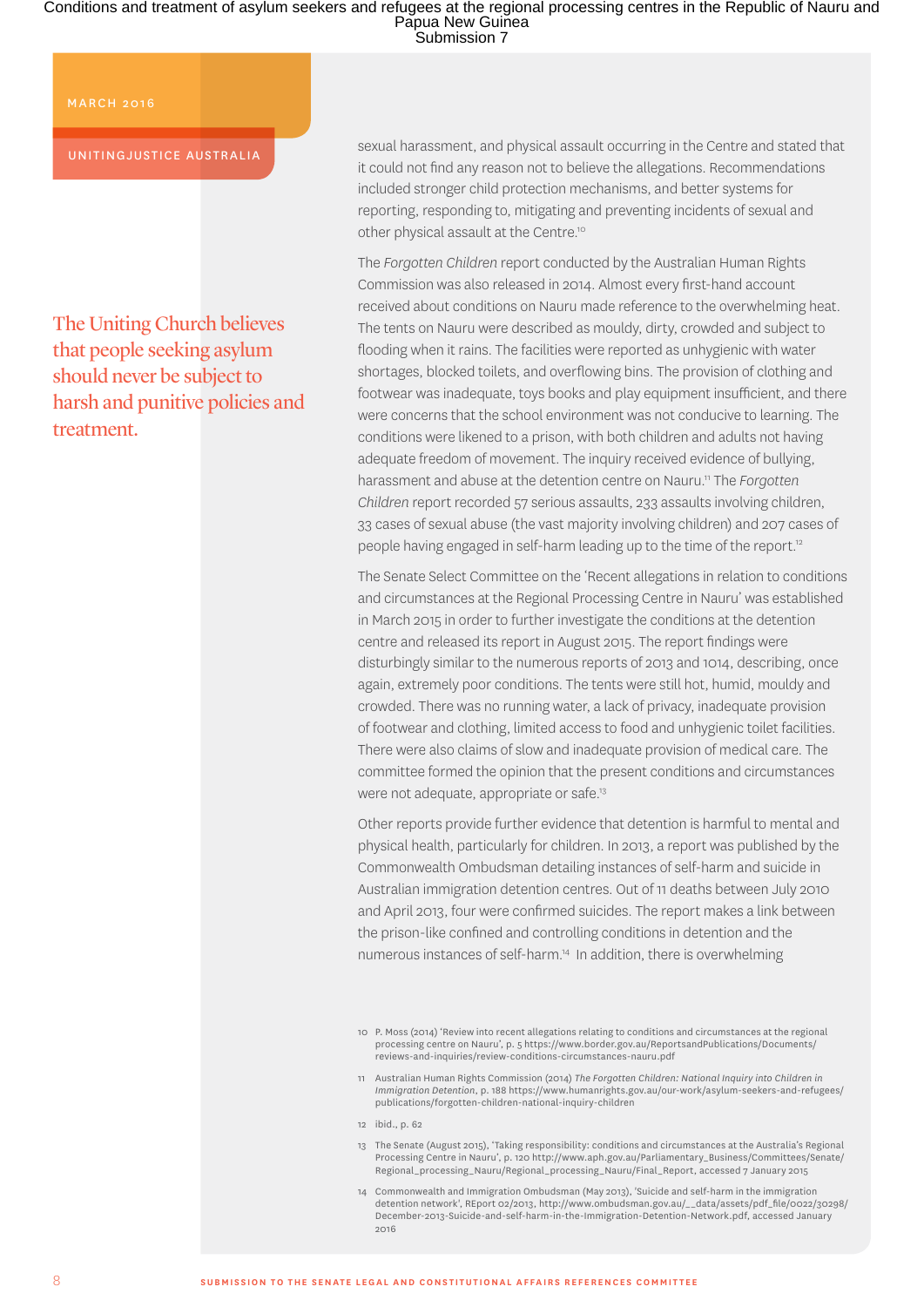The Uniting Church believes that people seeking asylum should never be subject to harsh and punitive policies and treatment.

sexual harassment, and physical assault occurring in the Centre and stated that it could not find any reason not to believe the allegations. Recommendations included stronger child protection mechanisms, and better systems for reporting, responding to, mitigating and preventing incidents of sexual and other physical assault at the Centre.[10]

The *Forgotten Children* report conducted by the Australian Human Rights Commission was also released in 2014. Almost every first-hand account received about conditions on Nauru made reference to the overwhelming heat. The tents on Nauru were described as mouldy, dirty, crowded and subject to flooding when it rains. The facilities were reported as unhygienic with water shortages, blocked toilets, and overflowing bins. The provision of clothing and footwear was inadequate, toys books and play equipment insufficient, and there were concerns that the school environment was not conducive to learning. The conditions were likened to a prison, with both children and adults not having adequate freedom of movement. The inquiry received evidence of bullying, harassment and abuse at the detention centre on Nauru.[11] The *Forgotten Children* report recorded 57 serious assaults, 233 assaults involving children, 33 cases of sexual abuse (the vast majority involving children) and 207 cases of people having engaged in self-harm leading up to the time of the report.[12]

The Senate Select Committee on the 'Recent allegations in relation to conditions and circumstances at the Regional Processing Centre in Nauru' was established in March 2015 in order to further investigate the conditions at the detention centre and released its report in August 2015. The report findings were disturbingly similar to the numerous reports of 2013 and 1014, describing, once again, extremely poor conditions. The tents were still hot, humid, mouldy and crowded. There was no running water, a lack of privacy, inadequate provision of footwear and clothing, limited access to food and unhygienic toilet facilities. There were also claims of slow and inadequate provision of medical care. The committee formed the opinion that the present conditions and circumstances were not adequate, appropriate or safe.[13]

Other reports provide further evidence that detention is harmful to mental and physical health, particularly for children. In 2013, a report was published by the Commonwealth Ombudsman detailing instances of self-harm and suicide in Australian immigration detention centres. Out of 11 deaths between July 2010 and April 2013, four were confirmed suicides. The report makes a link between the prison-like confined and controlling conditions in detention and the numerous instances of self-harm.[14] In addition, there is overwhelming

10 P. Moss (2014) 'Review into recent allegations relating to conditions and circumstances at the regional processing centre on Nauru', p. 5 https://www.border.gov.au/ReportsandPublications/Documents/reviews-and-inquiries/review-conditions-circumstances-nauru.pdf

11 Australian Human Rights Commission (2014) *The Forgotten Children: National Inquiry into Children in Immigration Detention*, p. 188 https://www.humanrights.gov.au/our-work/asylum-seekers-and-refugees/publications/forgotten-children-national-inquiry-children

12 ibid., p. 62

13 The Senate (August 2015), 'Taking responsibility: conditions and circumstances at the Australia's Regional Processing Centre in Nauru', p. 120 http://www.aph.gov.au/Parliamentary_Business/Committees/Senate/Regional_processing_Nauru/Regional_processing_Nauru/Final_Report, accessed 7 January 2015

14 Commonwealth and Immigration Ombudsman (May 2013), 'Suicide and self-harm in the immigration detention network', REport 02/2013, http://www.ombudsman.gov.au/__data/assets/pdf_file/0022/30298/December-2013-Suicide-and-self-harm-in-the-Immigration-Detention-Network.pdf, accessed January 2016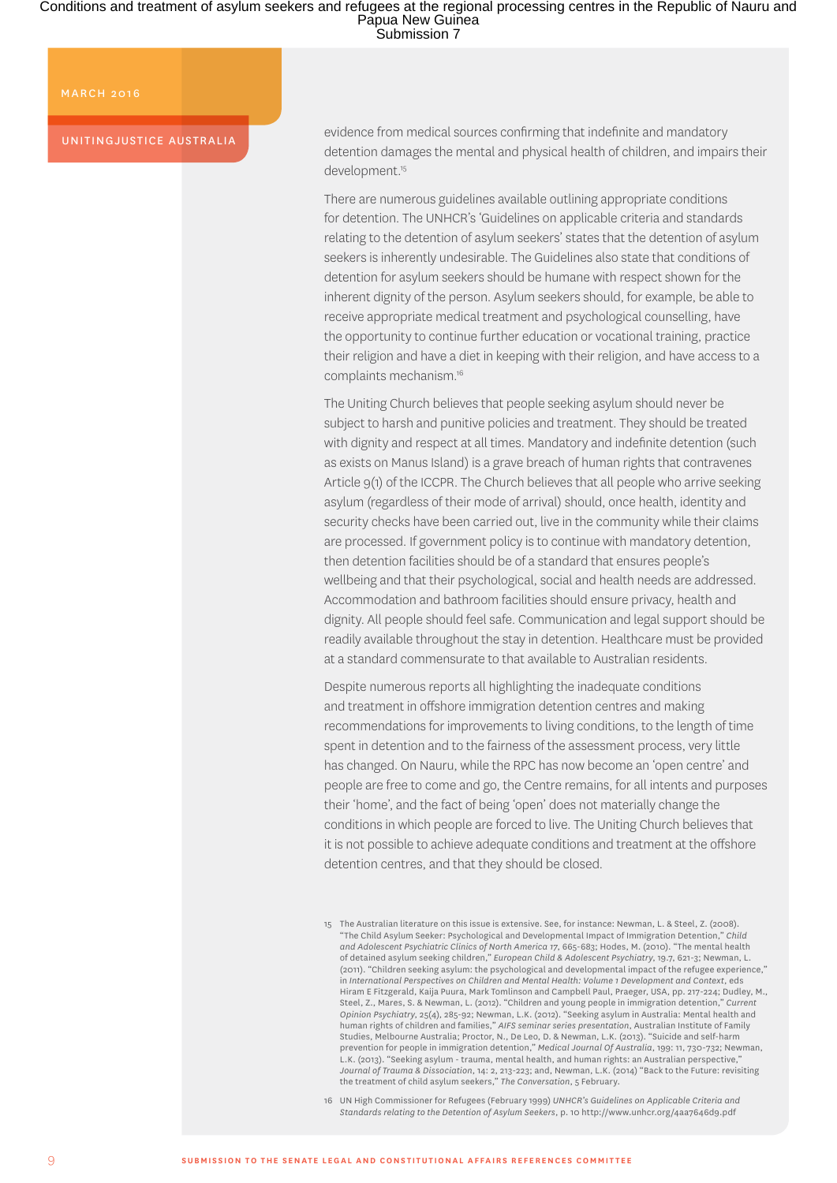evidence from medical sources confirming that indefinite and mandatory detention damages the mental and physical health of children, and impairs their development.[15]

There are numerous guidelines available outlining appropriate conditions for detention. The UNHCR's 'Guidelines on applicable criteria and standards relating to the detention of asylum seekers' states that the detention of asylum seekers is inherently undesirable. The Guidelines also state that conditions of detention for asylum seekers should be humane with respect shown for the inherent dignity of the person. Asylum seekers should, for example, be able to receive appropriate medical treatment and psychological counselling, have the opportunity to continue further education or vocational training, practice their religion and have a diet in keeping with their religion, and have access to a complaints mechanism.[16]

The Uniting Church believes that people seeking asylum should never be subject to harsh and punitive policies and treatment. They should be treated with dignity and respect at all times. Mandatory and indefinite detention (such as exists on Manus Island) is a grave breach of human rights that contravenes Article 9(1) of the ICCPR. The Church believes that all people who arrive seeking asylum (regardless of their mode of arrival) should, once health, identity and security checks have been carried out, live in the community while their claims are processed. If government policy is to continue with mandatory detention, then detention facilities should be of a standard that ensures people's wellbeing and that their psychological, social and health needs are addressed. Accommodation and bathroom facilities should ensure privacy, health and dignity. All people should feel safe. Communication and legal support should be readily available throughout the stay in detention. Healthcare must be provided at a standard commensurate to that available to Australian residents.

Despite numerous reports all highlighting the inadequate conditions and treatment in offshore immigration detention centres and making recommendations for improvements to living conditions, to the length of time spent in detention and to the fairness of the assessment process, very little has changed. On Nauru, while the RPC has now become an 'open centre' and people are free to come and go, the Centre remains, for all intents and purposes their 'home', and the fact of being 'open' does not materially change the conditions in which people are forced to live. The Uniting Church believes that it is not possible to achieve adequate conditions and treatment at the offshore detention centres, and that they should be closed.

---

15 The Australian literature on this issue is extensive. See, for instance: Newman, L. & Steel, Z. (2008). "The Child Asylum Seeker: Psychological and Developmental Impact of Immigration Detention," *Child and Adolescent Psychiatric Clinics of North America* 17, 665-683; Hodes, M. (2010). "The mental health of detained asylum seeking children," *European Child & Adolescent Psychiatry*, 19.7, 621-3; Newman, L. (2011). "Children seeking asylum: the psychological and developmental impact of the refugee experience," in *International Perspectives on Children and Mental Health: Volume 1 Development and Context*, eds Hiram E Fitzgerald, Kaija Puura, Mark Tomlinson and Campbell Paul, Praeger, USA, pp. 217-224; Dudley, M., Steel, Z., Mares, S. & Newman, L. (2012). "Children and young people in immigration detention," *Current Opinion Psychiatry*, 25(4), 285-92; Newman, L.K. (2012). "Seeking asylum in Australia: Mental health and human rights of children and families," *AIFS seminar series presentation*, Australian Institute of Family Studies, Melbourne Australia; Proctor, N., De Leo, D. & Newman, L.K. (2013). "Suicide and self-harm prevention for people in immigration detention," *Medical Journal Of Australia*, 199: 11, 730-732; Newman, L.K. (2013). "Seeking asylum - trauma, mental health, and human rights: an Australian perspective," *Journal of Trauma & Dissociation*, 14: 2, 213-223; and, Newman, L.K. (2014) "Back to the Future: revisiting the treatment of child asylum seekers," *The Conversation*, 5 February.

16 UN High Commissioner for Refugees (February 1999) *UNHCR's Guidelines on Applicable Criteria and Standards relating to the Detention of Asylum Seekers*, p. 10 http://www.unhcr.org/4aa7646d9.pdf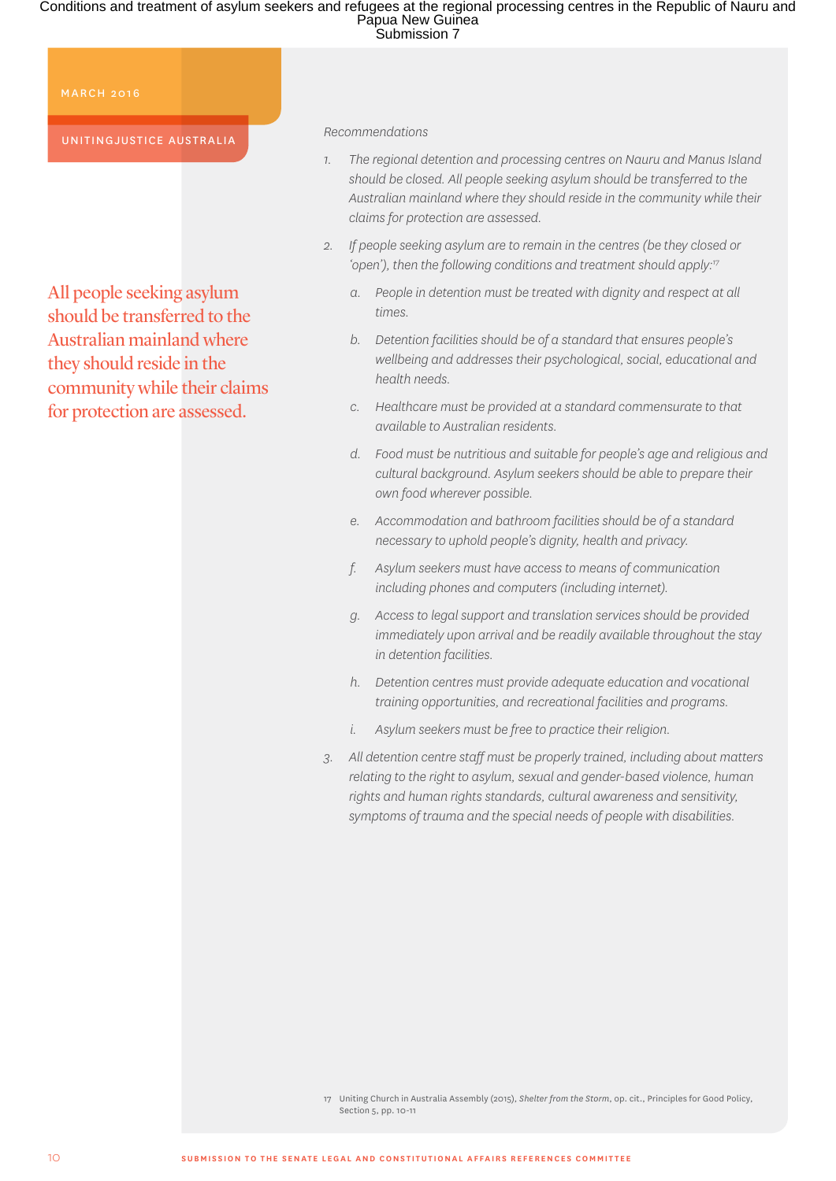MARCH 2016

UNITINGJUSTICE AUSTRALIA

All people seeking asylum should be transferred to the Australian mainland where they should reside in the community while their claims for protection are assessed.

*Recommendations*

1. *The regional detention and processing centres on Nauru and Manus Island should be closed. All people seeking asylum should be transferred to the Australian mainland where they should reside in the community while their claims for protection are assessed.*
2. *If people seeking asylum are to remain in the centres (be they closed or 'open'), then the following conditions and treatment should apply:*[17]
   a. *People in detention must be treated with dignity and respect at all times.*
   b. *Detention facilities should be of a standard that ensures people's wellbeing and addresses their psychological, social, educational and health needs.*
   c. *Healthcare must be provided at a standard commensurate to that available to Australian residents.*
   d. *Food must be nutritious and suitable for people's age and religious and cultural background. Asylum seekers should be able to prepare their own food wherever possible.*
   e. *Accommodation and bathroom facilities should be of a standard necessary to uphold people's dignity, health and privacy.*
   f. *Asylum seekers must have access to means of communication including phones and computers (including internet).*
   g. *Access to legal support and translation services should be provided immediately upon arrival and be readily available throughout the stay in detention facilities.*
   h. *Detention centres must provide adequate education and vocational training opportunities, and recreational facilities and programs.*
   i. *Asylum seekers must be free to practice their religion.*
3. *All detention centre staff must be properly trained, including about matters relating to the right to asylum, sexual and gender-based violence, human rights and human rights standards, cultural awareness and sensitivity, symptoms of trauma and the special needs of people with disabilities.*

17 Uniting Church in Australia Assembly (2015), *Shelter from the Storm*, op. cit., Principles for Good Policy, Section 5, pp. 10-11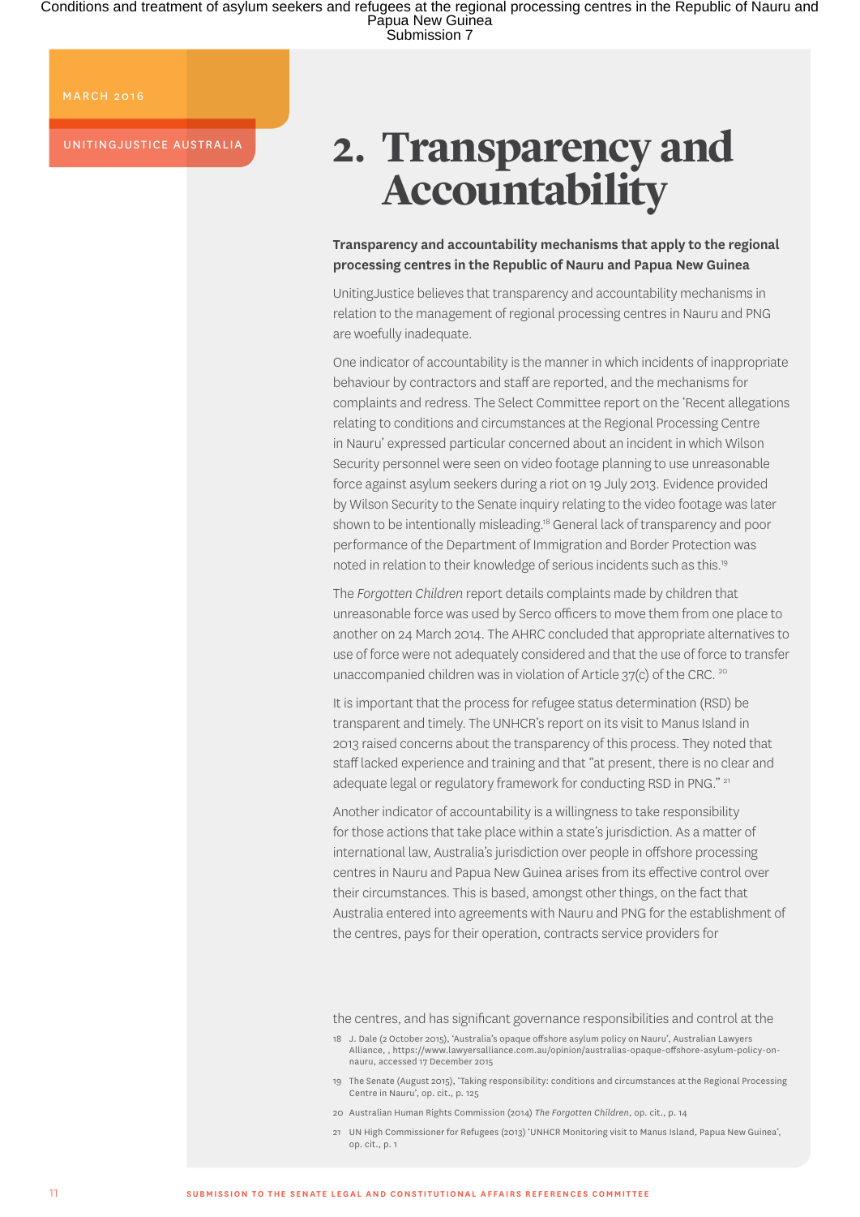## 2. Transparency and Accountability

**Transparency and accountability mechanisms that apply to the regional processing centres in the Republic of Nauru and Papua New Guinea**

UnitingJustice believes that transparency and accountability mechanisms in relation to the management of regional processing centres in Nauru and PNG are woefully inadequate.

One indicator of accountability is the manner in which incidents of inappropriate behaviour by contractors and staff are reported, and the mechanisms for complaints and redress. The Select Committee report on the 'Recent allegations relating to conditions and circumstances at the Regional Processing Centre in Nauru' expressed particular concerned about an incident in which Wilson Security personnel were seen on video footage planning to use unreasonable force against asylum seekers during a riot on 19 July 2013. Evidence provided by Wilson Security to the Senate inquiry relating to the video footage was later shown to be intentionally misleading.[18] General lack of transparency and poor performance of the Department of Immigration and Border Protection was noted in relation to their knowledge of serious incidents such as this.[19]

The *Forgotten Children* report details complaints made by children that unreasonable force was used by Serco officers to move them from one place to another on 24 March 2014. The AHRC concluded that appropriate alternatives to use of force were not adequately considered and that the use of force to transfer unaccompanied children was in violation of Article 37(c) of the CRC.[20]

It is important that the process for refugee status determination (RSD) be transparent and timely. The UNHCR's report on its visit to Manus Island in 2013 raised concerns about the transparency of this process. They noted that staff lacked experience and training and that "at present, there is no clear and adequate legal or regulatory framework for conducting RSD in PNG."[21]

Another indicator of accountability is a willingness to take responsibility for those actions that take place within a state's jurisdiction. As a matter of international law, Australia's jurisdiction over people in offshore processing centres in Nauru and Papua New Guinea arises from its effective control over their circumstances. This is based, amongst other things, on the fact that Australia entered into agreements with Nauru and PNG for the establishment of the centres, pays for their operation, contracts service providers for the centres, and has significant governance responsibilities and control at the

18 J. Dale (2 October 2015), 'Australia's opaque offshore asylum policy on Nauru', Australian Lawyers Alliance, , https://www.lawyersalliance.com.au/opinion/australias-opaque-offshore-asylum-policy-on-nauru, accessed 17 December 2015

19 The Senate (August 2015), 'Taking responsibility: conditions and circumstances at the Regional Processing Centre in Nauru', op. cit., p. 125

20 Australian Human Rights Commission (2014) *The Forgotten Children*, op. cit., p. 14

21 UN High Commissioner for Refugees (2013) 'UNHCR Monitoring visit to Manus Island, Papua New Guinea', op. cit., p. 1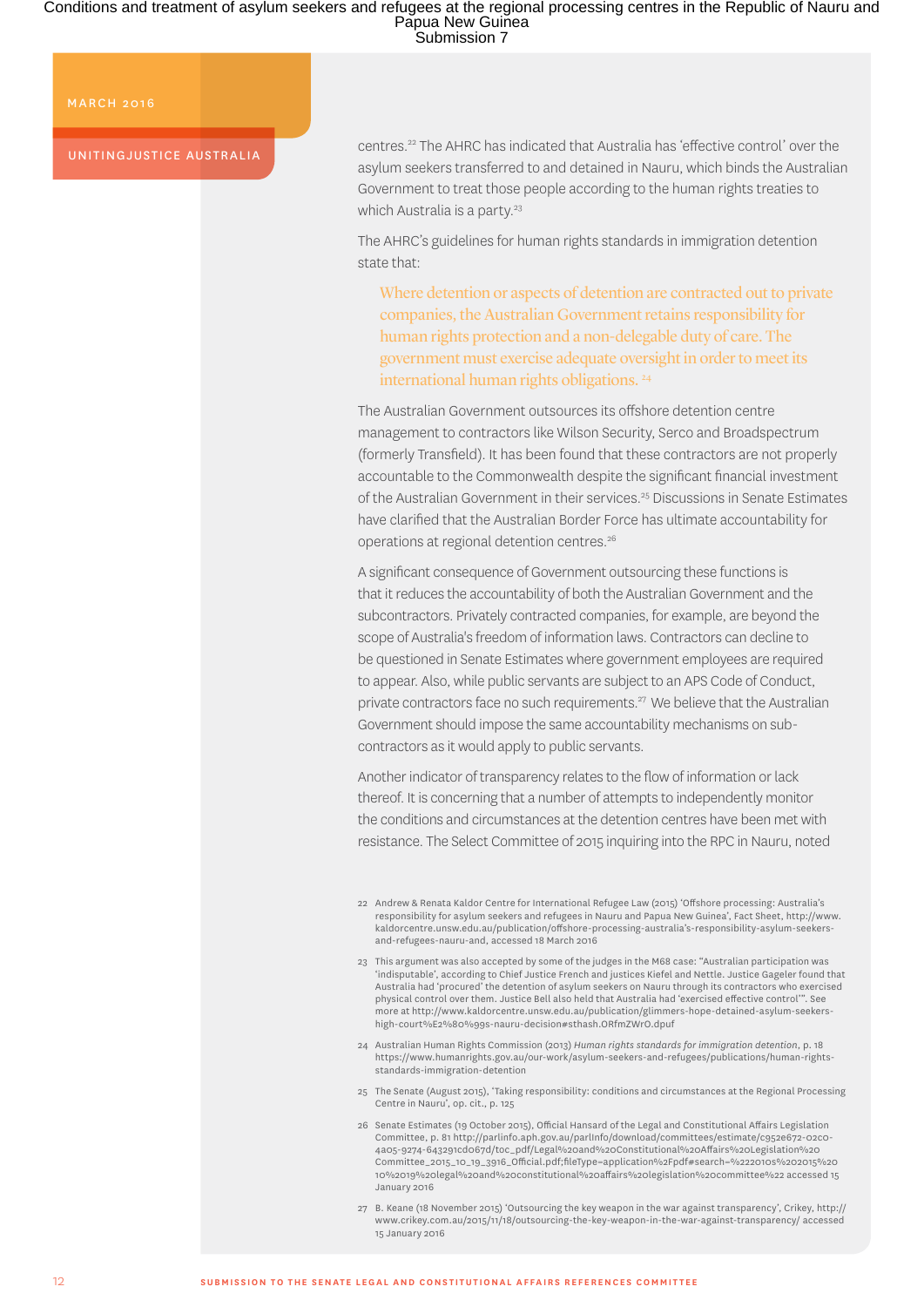centres.[22] The AHRC has indicated that Australia has 'effective control' over the asylum seekers transferred to and detained in Nauru, which binds the Australian Government to treat those people according to the human rights treaties to which Australia is a party.[23]

The AHRC's guidelines for human rights standards in immigration detention state that:

> Where detention or aspects of detention are contracted out to private companies, the Australian Government retains responsibility for human rights protection and a non-delegable duty of care. The government must exercise adequate oversight in order to meet its international human rights obligations.[24]

The Australian Government outsources its offshore detention centre management to contractors like Wilson Security, Serco and Broadspectrum (formerly Transfield). It has been found that these contractors are not properly accountable to the Commonwealth despite the significant financial investment of the Australian Government in their services.[25] Discussions in Senate Estimates have clarified that the Australian Border Force has ultimate accountability for operations at regional detention centres.[26]

A significant consequence of Government outsourcing these functions is that it reduces the accountability of both the Australian Government and the subcontractors. Privately contracted companies, for example, are beyond the scope of Australia's freedom of information laws. Contractors can decline to be questioned in Senate Estimates where government employees are required to appear. Also, while public servants are subject to an APS Code of Conduct, private contractors face no such requirements.[27] We believe that the Australian Government should impose the same accountability mechanisms on sub-contractors as it would apply to public servants.

Another indicator of transparency relates to the flow of information or lack thereof. It is concerning that a number of attempts to independently monitor the conditions and circumstances at the detention centres have been met with resistance. The Select Committee of 2015 inquiring into the RPC in Nauru, noted

---

22 Andrew & Renata Kaldor Centre for International Refugee Law (2015) 'Offshore processing: Australia's responsibility for asylum seekers and refugees in Nauru and Papua New Guinea', Fact Sheet, http://www.kaldorcentre.unsw.edu.au/publication/offshore-processing-australia's-responsibility-asylum-seekers-and-refugees-nauru-and, accessed 18 March 2016

23 This argument was also accepted by some of the judges in the M68 case: "Australian participation was 'indisputable', according to Chief Justice French and justices Kiefel and Nettle. Justice Gageler found that Australia had 'procured' the detention of asylum seekers on Nauru through its contractors who exercised physical control over them. Justice Bell also held that Australia had 'exercised effective control'". See more at http://www.kaldorcentre.unsw.edu.au/publication/glimmers-hope-detained-asylum-seekers-high-court%E2%80%99s-nauru-decision#sthash.ORfmZWrO.dpuf

24 Australian Human Rights Commission (2013) *Human rights standards for immigration detention*, p. 18 https://www.humanrights.gov.au/our-work/asylum-seekers-and-refugees/publications/human-rights-standards-immigration-detention

25 The Senate (August 2015), 'Taking responsibility: conditions and circumstances at the Regional Processing Centre in Nauru', op. cit., p. 125

26 Senate Estimates (19 October 2015), Official Hansard of the Legal and Constitutional Affairs Legislation Committee, p. 81 http://parlinfo.aph.gov.au/parlInfo/download/committees/estimate/c952e672-02c0-4a05-9274-643291cd067d/toc_pdf/Legal%20and%20Constitutional%20Affairs%20Legislation%20Committee_2015_10_19_3916_Official.pdf;fileType=application%2Fpdf#search=%222010s%202015%2010%2019%20legal%20and%20constitutional%20affairs%20legislation%20committee%22 accessed 15 January 2016

27 B. Keane (18 November 2015) 'Outsourcing the key weapon in the war against transparency', Crikey, http://www.crikey.com.au/2015/11/18/outsourcing-the-key-weapon-in-the-war-against-transparency/ accessed 15 January 2016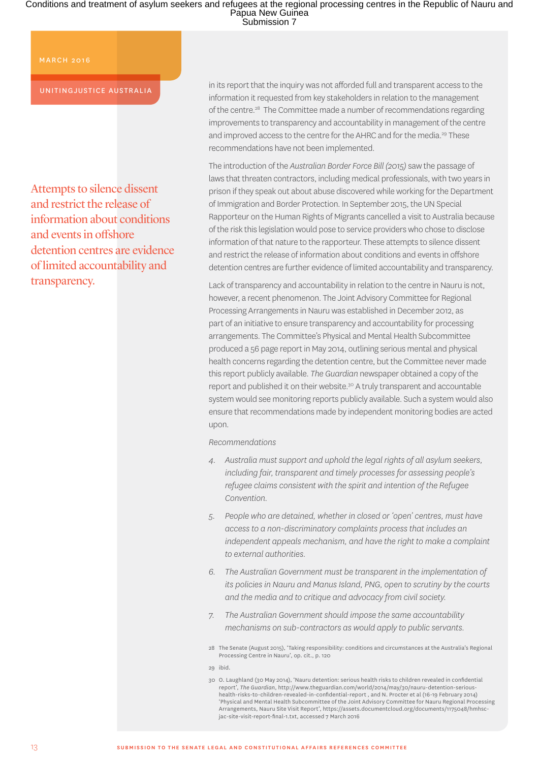Attempts to silence dissent and restrict the release of information about conditions and events in offshore detention centres are evidence of limited accountability and transparency.

in its report that the inquiry was not afforded full and transparent access to the information it requested from key stakeholders in relation to the management of the centre.[28] The Committee made a number of recommendations regarding improvements to transparency and accountability in management of the centre and improved access to the centre for the AHRC and for the media.[29] These recommendations have not been implemented.

The introduction of the *Australian Border Force Bill (2015)* saw the passage of laws that threaten contractors, including medical professionals, with two years in prison if they speak out about abuse discovered while working for the Department of Immigration and Border Protection. In September 2015, the UN Special Rapporteur on the Human Rights of Migrants cancelled a visit to Australia because of the risk this legislation would pose to service providers who chose to disclose information of that nature to the rapporteur. These attempts to silence dissent and restrict the release of information about conditions and events in offshore detention centres are further evidence of limited accountability and transparency.

Lack of transparency and accountability in relation to the centre in Nauru is not, however, a recent phenomenon. The Joint Advisory Committee for Regional Processing Arrangements in Nauru was established in December 2012, as part of an initiative to ensure transparency and accountability for processing arrangements. The Committee's Physical and Mental Health Subcommittee produced a 56 page report in May 2014, outlining serious mental and physical health concerns regarding the detention centre, but the Committee never made this report publicly available. *The Guardian* newspaper obtained a copy of the report and published it on their website.[30] A truly transparent and accountable system would see monitoring reports publicly available. Such a system would also ensure that recommendations made by independent monitoring bodies are acted upon.

*Recommendations*

4. *Australia must support and uphold the legal rights of all asylum seekers, including fair, transparent and timely processes for assessing people's refugee claims consistent with the spirit and intention of the Refugee Convention.*

5. *People who are detained, whether in closed or 'open' centres, must have access to a non-discriminatory complaints process that includes an independent appeals mechanism, and have the right to make a complaint to external authorities.*

6. *The Australian Government must be transparent in the implementation of its policies in Nauru and Manus Island, PNG, open to scrutiny by the courts and the media and to critique and advocacy from civil society.*

7. *The Australian Government should impose the same accountability mechanisms on sub-contractors as would apply to public servants.*

---

28 The Senate (August 2015), 'Taking responsibility: conditions and circumstances at the Australia's Regional Processing Centre in Nauru', op. cit., p. 120

29 ibid.

30 O. Laughland (30 May 2014), 'Nauru detention: serious health risks to children revealed in confidential report', *The Guardian*, http://www.theguardian.com/world/2014/may/30/nauru-detention-serious-health-risks-to-children-revealed-in-confidential-report , and N. Procter et al (16-19 February 2014) 'Physical and Mental Health Subcommittee of the Joint Advisory Committee for Nauru Regional Processing Arrangements, Nauru Site Visit Report', https://assets.documentcloud.org/documents/1175048/hmhsc-jac-site-visit-report-final-1.txt, accessed 7 March 2016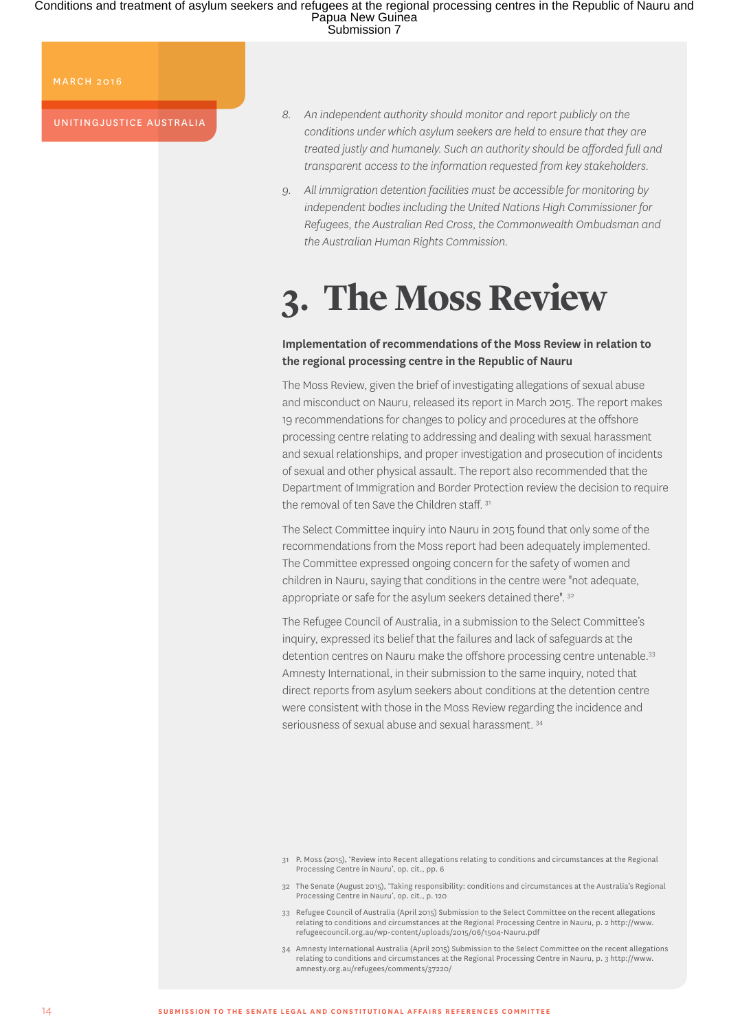8. *An independent authority should monitor and report publicly on the conditions under which asylum seekers are held to ensure that they are treated justly and humanely. Such an authority should be afforded full and transparent access to the information requested from key stakeholders.*

9. *All immigration detention facilities must be accessible for monitoring by independent bodies including the United Nations High Commissioner for Refugees, the Australian Red Cross, the Commonwealth Ombudsman and the Australian Human Rights Commission.*

# 3. The Moss Review

**Implementation of recommendations of the Moss Review in relation to the regional processing centre in the Republic of Nauru**

The Moss Review, given the brief of investigating allegations of sexual abuse and misconduct on Nauru, released its report in March 2015. The report makes 19 recommendations for changes to policy and procedures at the offshore processing centre relating to addressing and dealing with sexual harassment and sexual relationships, and proper investigation and prosecution of incidents of sexual and other physical assault. The report also recommended that the Department of Immigration and Border Protection review the decision to require the removal of ten Save the Children staff. [31]

The Select Committee inquiry into Nauru in 2015 found that only some of the recommendations from the Moss report had been adequately implemented. The Committee expressed ongoing concern for the safety of women and children in Nauru, saying that conditions in the centre were "not adequate, appropriate or safe for the asylum seekers detained there". [32]

The Refugee Council of Australia, in a submission to the Select Committee's inquiry, expressed its belief that the failures and lack of safeguards at the detention centres on Nauru make the offshore processing centre untenable.[33] Amnesty International, in their submission to the same inquiry, noted that direct reports from asylum seekers about conditions at the detention centre were consistent with those in the Moss Review regarding the incidence and seriousness of sexual abuse and sexual harassment. [34]

31 P. Moss (2015), 'Review into Recent allegations relating to conditions and circumstances at the Regional Processing Centre in Nauru', op. cit., pp. 6

32 The Senate (August 2015), 'Taking responsibility: conditions and circumstances at the Australia's Regional Processing Centre in Nauru', op. cit., p. 120

33 Refugee Council of Australia (April 2015) Submission to the Select Committee on the recent allegations relating to conditions and circumstances at the Regional Processing Centre in Nauru, p. 2 http://www.refugeecouncil.org.au/wp-content/uploads/2015/06/1504-Nauru.pdf

34 Amnesty International Australia (April 2015) Submission to the Select Committee on the recent allegations relating to conditions and circumstances at the Regional Processing Centre in Nauru, p. 3 http://www.amnesty.org.au/refugees/comments/37220/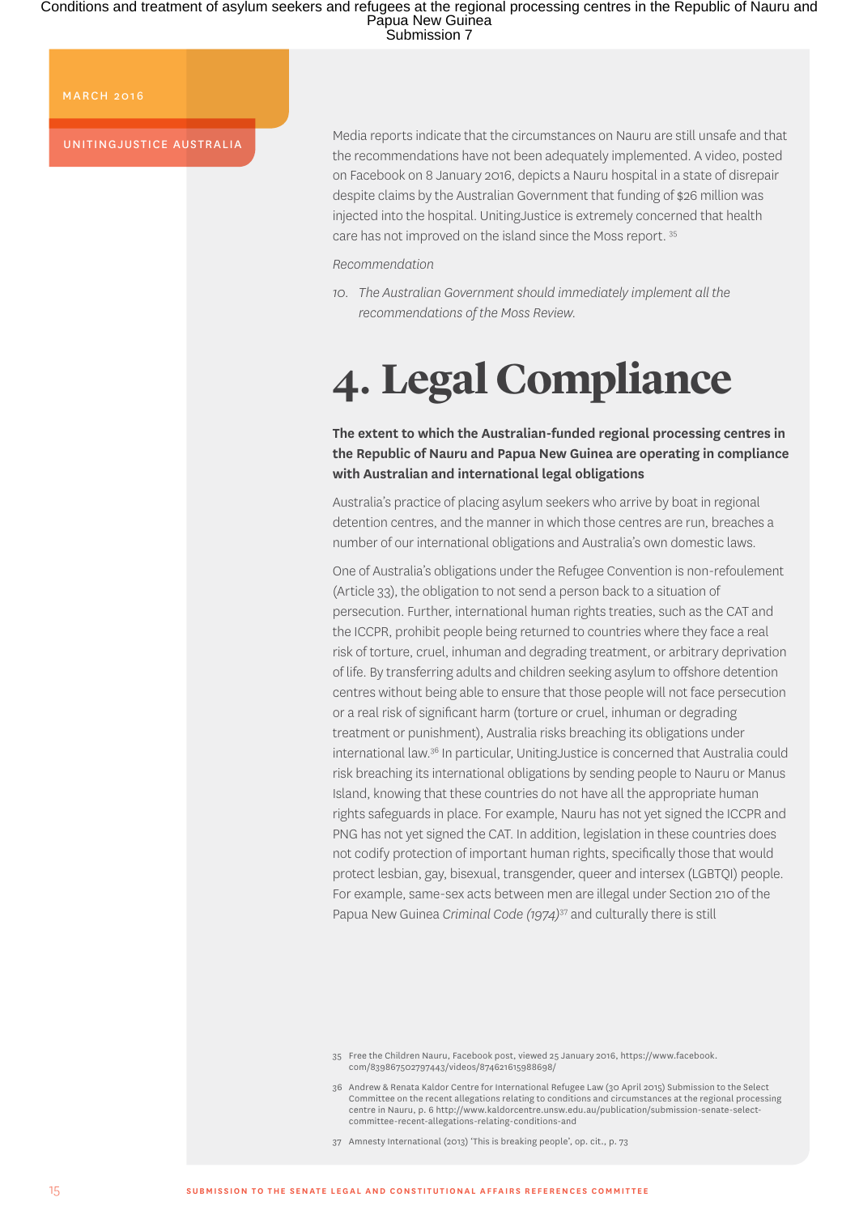Media reports indicate that the circumstances on Nauru are still unsafe and that the recommendations have not been adequately implemented. A video, posted on Facebook on 8 January 2016, depicts a Nauru hospital in a state of disrepair despite claims by the Australian Government that funding of $26 million was injected into the hospital. UnitingJustice is extremely concerned that health care has not improved on the island since the Moss report. [35]

*Recommendation*

10. *The Australian Government should immediately implement all the recommendations of the Moss Review.*

# 4. Legal Compliance

**The extent to which the Australian-funded regional processing centres in the Republic of Nauru and Papua New Guinea are operating in compliance with Australian and international legal obligations**

Australia's practice of placing asylum seekers who arrive by boat in regional detention centres, and the manner in which those centres are run, breaches a number of our international obligations and Australia's own domestic laws.

One of Australia's obligations under the Refugee Convention is non-refoulement (Article 33), the obligation to not send a person back to a situation of persecution. Further, international human rights treaties, such as the CAT and the ICCPR, prohibit people being returned to countries where they face a real risk of torture, cruel, inhuman and degrading treatment, or arbitrary deprivation of life. By transferring adults and children seeking asylum to offshore detention centres without being able to ensure that those people will not face persecution or a real risk of significant harm (torture or cruel, inhuman or degrading treatment or punishment), Australia risks breaching its obligations under international law.[36] In particular, UnitingJustice is concerned that Australia could risk breaching its international obligations by sending people to Nauru or Manus Island, knowing that these countries do not have all the appropriate human rights safeguards in place. For example, Nauru has not yet signed the ICCPR and PNG has not yet signed the CAT. In addition, legislation in these countries does not codify protection of important human rights, specifically those that would protect lesbian, gay, bisexual, transgender, queer and intersex (LGBTQI) people. For example, same-sex acts between men are illegal under Section 210 of the Papua New Guinea *Criminal Code (1974)*[37] and culturally there is still

35 Free the Children Nauru, Facebook post, viewed 25 January 2016, https://www.facebook.com/839867502797443/videos/874621615988698/

36 Andrew & Renata Kaldor Centre for International Refugee Law (30 April 2015) Submission to the Select Committee on the recent allegations relating to conditions and circumstances at the regional processing centre in Nauru, p. 6 http://www.kaldorcentre.unsw.edu.au/publication/submission-senate-select-committee-recent-allegations-relating-conditions-and

37 Amnesty International (2013) 'This is breaking people', op. cit., p. 73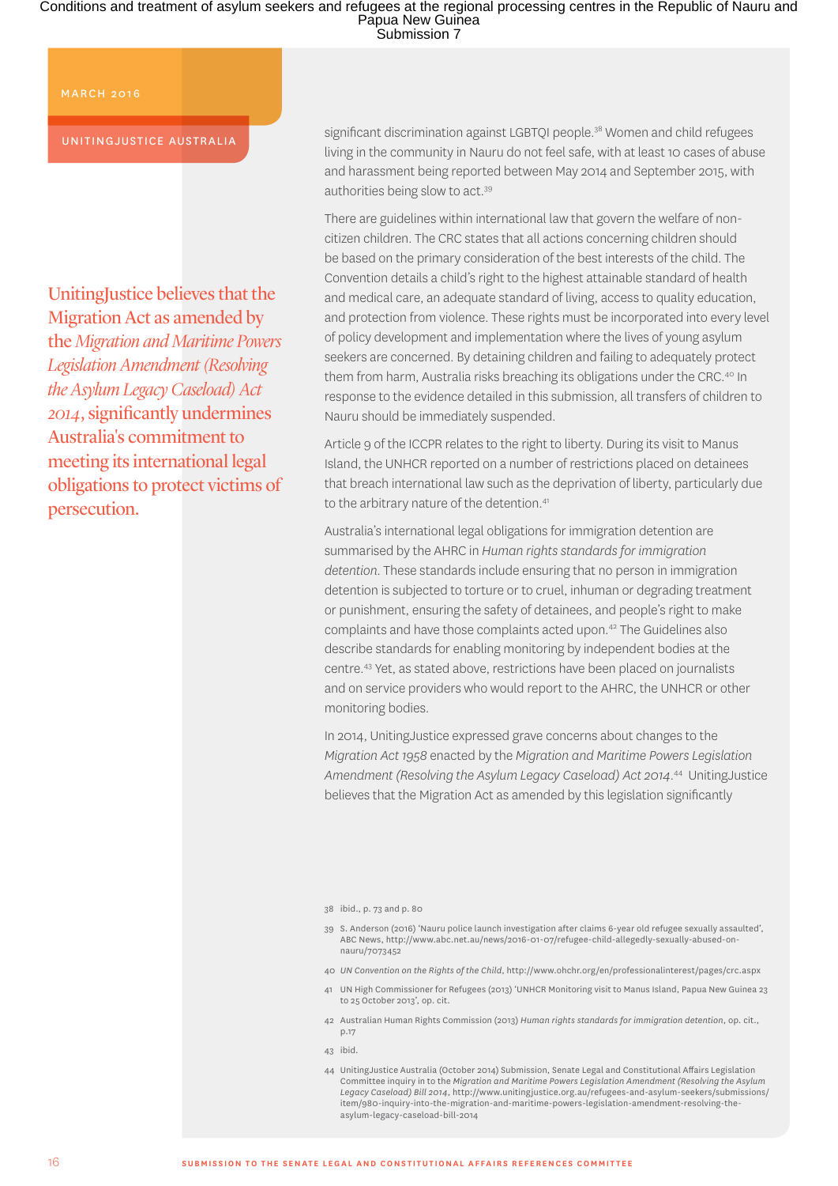> UnitingJustice believes that the Migration Act as amended by the *Migration and Maritime Powers Legislation Amendment (Resolving the Asylum Legacy Caseload) Act 2014*, significantly undermines Australia's commitment to meeting its international legal obligations to protect victims of persecution.

significant discrimination against LGBTQI people.[38] Women and child refugees living in the community in Nauru do not feel safe, with at least 10 cases of abuse and harassment being reported between May 2014 and September 2015, with authorities being slow to act.[39]

There are guidelines within international law that govern the welfare of non-citizen children. The CRC states that all actions concerning children should be based on the primary consideration of the best interests of the child. The Convention details a child's right to the highest attainable standard of health and medical care, an adequate standard of living, access to quality education, and protection from violence. These rights must be incorporated into every level of policy development and implementation where the lives of young asylum seekers are concerned. By detaining children and failing to adequately protect them from harm, Australia risks breaching its obligations under the CRC.[40] In response to the evidence detailed in this submission, all transfers of children to Nauru should be immediately suspended.

Article 9 of the ICCPR relates to the right to liberty. During its visit to Manus Island, the UNHCR reported on a number of restrictions placed on detainees that breach international law such as the deprivation of liberty, particularly due to the arbitrary nature of the detention.[41]

Australia's international legal obligations for immigration detention are summarised by the AHRC in *Human rights standards for immigration detention*. These standards include ensuring that no person in immigration detention is subjected to torture or to cruel, inhuman or degrading treatment or punishment, ensuring the safety of detainees, and people's right to make complaints and have those complaints acted upon.[42] The Guidelines also describe standards for enabling monitoring by independent bodies at the centre.[43] Yet, as stated above, restrictions have been placed on journalists and on service providers who would report to the AHRC, the UNHCR or other monitoring bodies.

In 2014, UnitingJustice expressed grave concerns about changes to the *Migration Act 1958* enacted by the *Migration and Maritime Powers Legislation Amendment (Resolving the Asylum Legacy Caseload) Act 2014*.[44] UnitingJustice believes that the Migration Act as amended by this legislation significantly

---

38 ibid., p. 73 and p. 80

39 S. Anderson (2016) 'Nauru police launch investigation after claims 6-year old refugee sexually assaulted', ABC News, http://www.abc.net.au/news/2016-01-07/refugee-child-allegedly-sexually-abused-on-nauru/7073452

40 *UN Convention on the Rights of the Child*, http://www.ohchr.org/en/professionalinterest/pages/crc.aspx

41 UN High Commissioner for Refugees (2013) 'UNHCR Monitoring visit to Manus Island, Papua New Guinea 23 to 25 October 2013', op. cit.

42 Australian Human Rights Commission (2013) *Human rights standards for immigration detention*, op. cit., p.17

43 ibid.

44 UnitingJustice Australia (October 2014) Submission, Senate Legal and Constitutional Affairs Legislation Committee inquiry in to the *Migration and Maritime Powers Legislation Amendment (Resolving the Asylum Legacy Caseload) Bill 2014*, http://www.unitingjustice.org.au/refugees-and-asylum-seekers/submissions/item/980-inquiry-into-the-migration-and-maritime-powers-legislation-amendment-resolving-the-asylum-legacy-caseload-bill-2014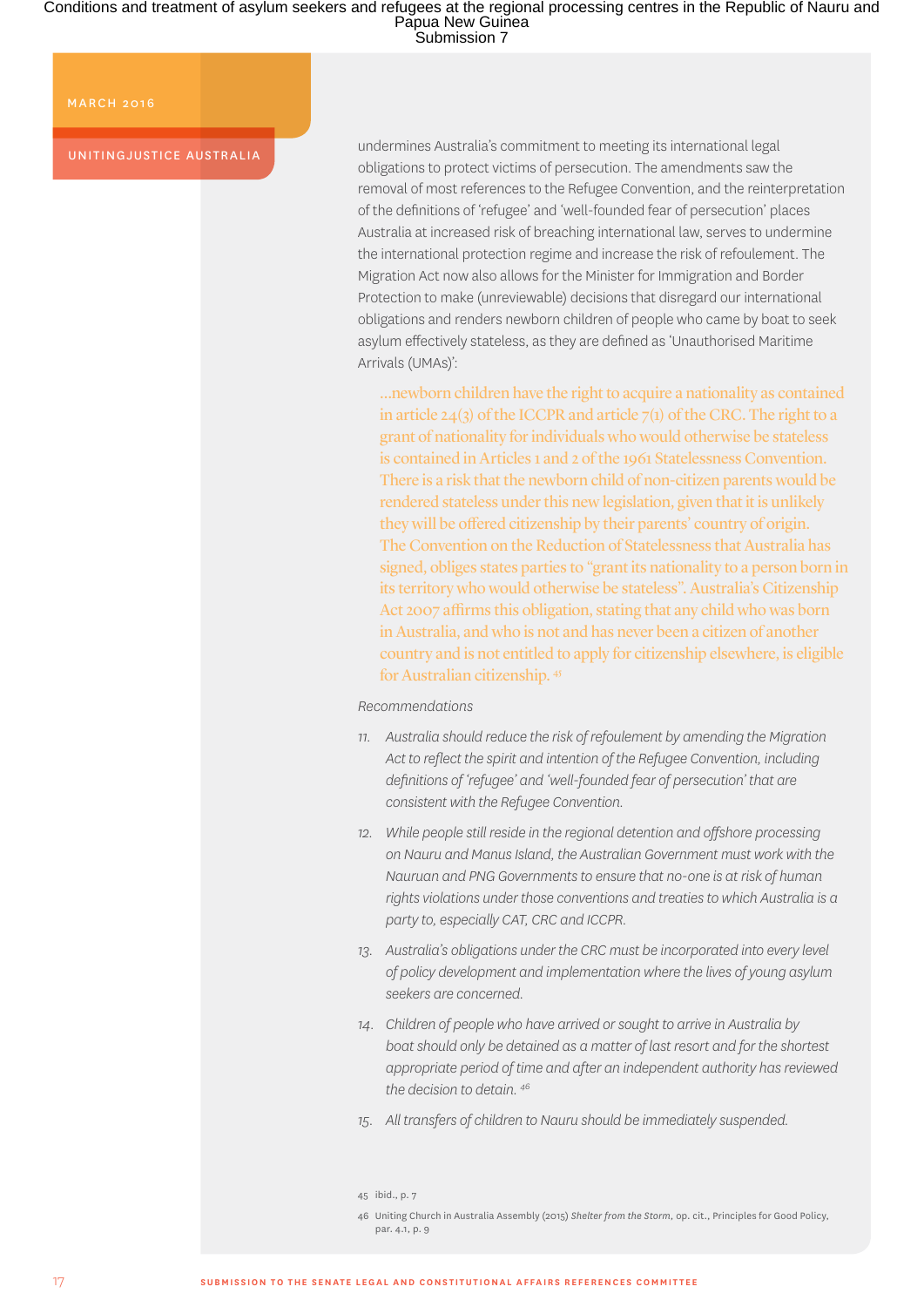undermines Australia's commitment to meeting its international legal obligations to protect victims of persecution. The amendments saw the removal of most references to the Refugee Convention, and the reinterpretation of the definitions of 'refugee' and 'well-founded fear of persecution' places Australia at increased risk of breaching international law, serves to undermine the international protection regime and increase the risk of refoulement. The Migration Act now also allows for the Minister for Immigration and Border Protection to make (unreviewable) decisions that disregard our international obligations and renders newborn children of people who came by boat to seek asylum effectively stateless, as they are defined as 'Unauthorised Maritime Arrivals (UMAs)':

> ...newborn children have the right to acquire a nationality as contained in article 24(3) of the ICCPR and article 7(1) of the CRC. The right to a grant of nationality for individuals who would otherwise be stateless is contained in Articles 1 and 2 of the 1961 Statelessness Convention. There is a risk that the newborn child of non-citizen parents would be rendered stateless under this new legislation, given that it is unlikely they will be offered citizenship by their parents' country of origin. The Convention on the Reduction of Statelessness that Australia has signed, obliges states parties to "grant its nationality to a person born in its territory who would otherwise be stateless". Australia's Citizenship Act 2007 affirms this obligation, stating that any child who was born in Australia, and who is not and has never been a citizen of another country and is not entitled to apply for citizenship elsewhere, is eligible for Australian citizenship. [45]

*Recommendations*

11. *Australia should reduce the risk of refoulement by amending the Migration Act to reflect the spirit and intention of the Refugee Convention, including definitions of 'refugee' and 'well-founded fear of persecution' that are consistent with the Refugee Convention.*
12. *While people still reside in the regional detention and offshore processing on Nauru and Manus Island, the Australian Government must work with the Nauruan and PNG Governments to ensure that no-one is at risk of human rights violations under those conventions and treaties to which Australia is a party to, especially CAT, CRC and ICCPR.*
13. *Australia's obligations under the CRC must be incorporated into every level of policy development and implementation where the lives of young asylum seekers are concerned.*
14. *Children of people who have arrived or sought to arrive in Australia by boat should only be detained as a matter of last resort and for the shortest appropriate period of time and after an independent authority has reviewed the decision to detain.* [46]
15. *All transfers of children to Nauru should be immediately suspended.*

---

45 ibid., p. 7

46 Uniting Church in Australia Assembly (2015) *Shelter from the Storm*, op. cit., Principles for Good Policy, par. 4.1, p. 9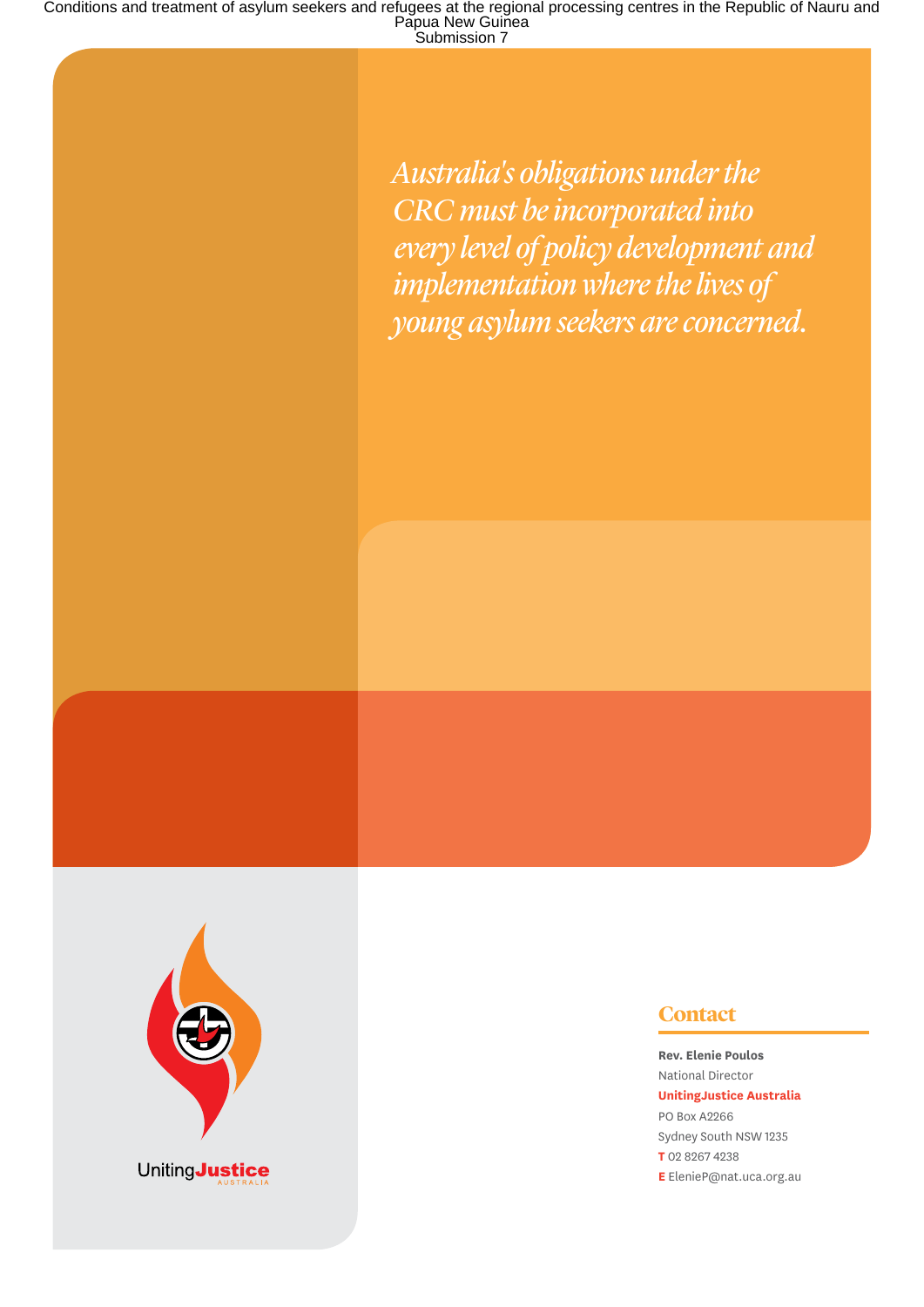*Australia's obligations under the CRC must be incorporated into every level of policy development and implementation where the lives of young asylum seekers are concerned.*

UnitingJustice AUSTRALIA

## Contact

**Rev. Elenie Poulos**
National Director
**UnitingJustice Australia**
PO Box A2266
Sydney South NSW 1235
**T** 02 8267 4238
**E** EleniеP@nat.uca.org.au